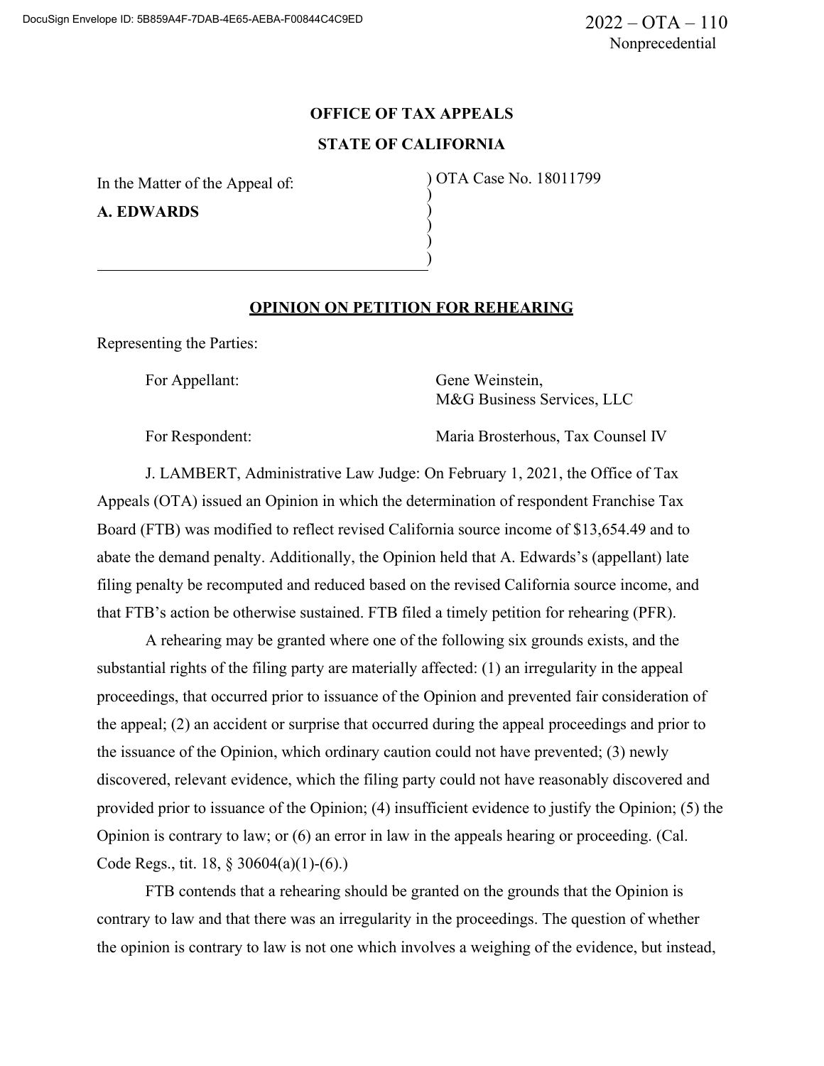2022 – OTA – 110
Nonprecedential

**OFFICE OF TAX APPEALS**

**STATE OF CALIFORNIA**

| | |
|---|---|
| In the Matter of the Appeal of: | ) OTA Case No. 18011799 |
| **A. EDWARDS** | ) |

**OPINION ON PETITION FOR REHEARING**

Representing the Parties:

| | |
|---|---|
| For Appellant: | Gene Weinstein, M&G Business Services, LLC |
| For Respondent: | Maria Brosterhous, Tax Counsel IV |

J. LAMBERT, Administrative Law Judge: On February 1, 2021, the Office of Tax Appeals (OTA) issued an Opinion in which the determination of respondent Franchise Tax Board (FTB) was modified to reflect revised California source income of $13,654.49 and to abate the demand penalty. Additionally, the Opinion held that A. Edwards's (appellant) late filing penalty be recomputed and reduced based on the revised California source income, and that FTB's action be otherwise sustained. FTB filed a timely petition for rehearing (PFR).

A rehearing may be granted where one of the following six grounds exists, and the substantial rights of the filing party are materially affected: (1) an irregularity in the appeal proceedings, that occurred prior to issuance of the Opinion and prevented fair consideration of the appeal; (2) an accident or surprise that occurred during the appeal proceedings and prior to the issuance of the Opinion, which ordinary caution could not have prevented; (3) newly discovered, relevant evidence, which the filing party could not have reasonably discovered and provided prior to issuance of the Opinion; (4) insufficient evidence to justify the Opinion; (5) the Opinion is contrary to law; or (6) an error in law in the appeals hearing or proceeding. (Cal. Code Regs., tit. 18, § 30604(a)(1)-(6).)

FTB contends that a rehearing should be granted on the grounds that the Opinion is contrary to law and that there was an irregularity in the proceedings. The question of whether the opinion is contrary to law is not one which involves a weighing of the evidence, but instead,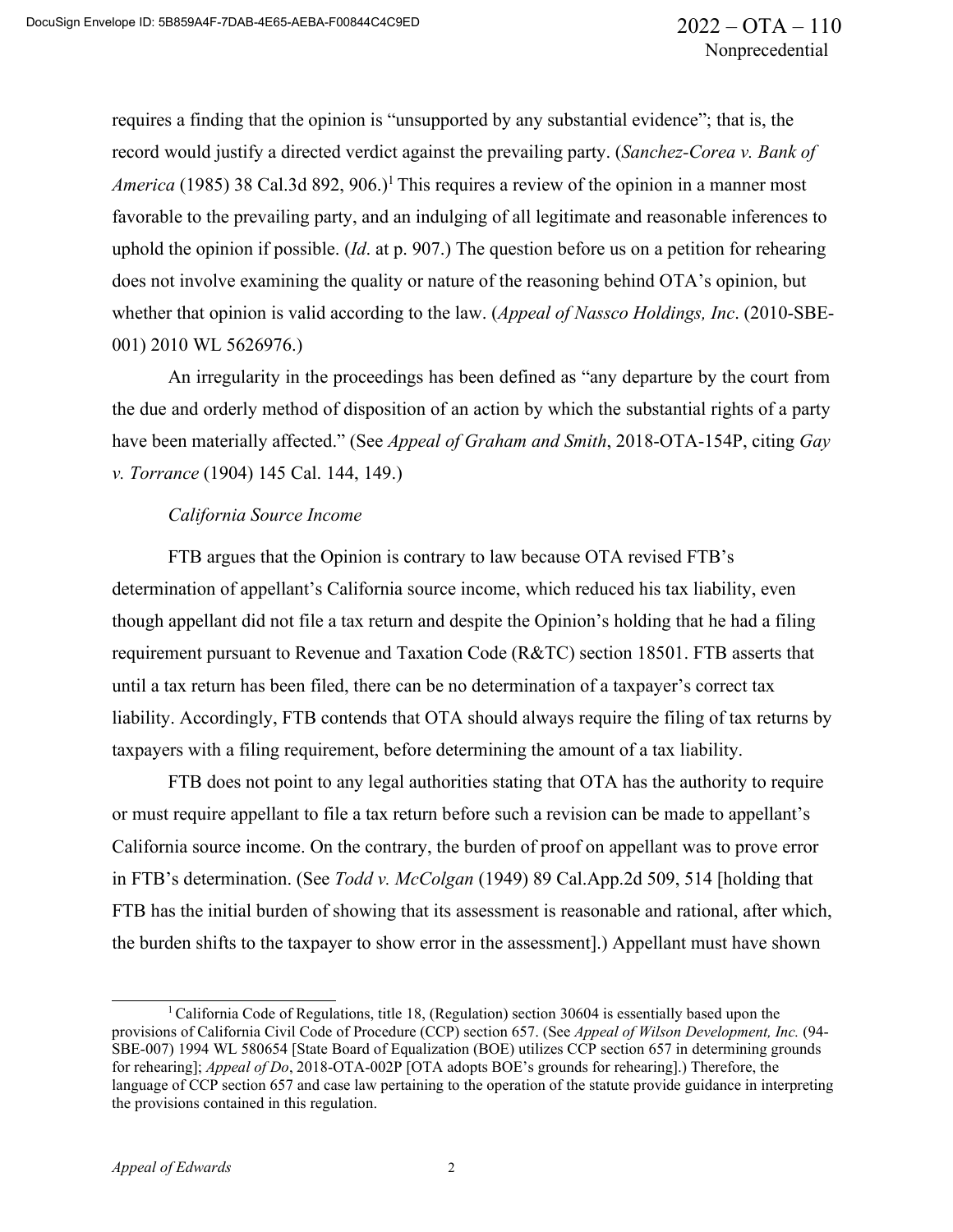requires a finding that the opinion is "unsupported by any substantial evidence"; that is, the record would justify a directed verdict against the prevailing party. (*Sanchez-Corea v. Bank of America* (1985) 38 Cal.3d 892, 906.)[1] This requires a review of the opinion in a manner most favorable to the prevailing party, and an indulging of all legitimate and reasonable inferences to uphold the opinion if possible. (*Id*. at p. 907.) The question before us on a petition for rehearing does not involve examining the quality or nature of the reasoning behind OTA's opinion, but whether that opinion is valid according to the law. (*Appeal of Nassco Holdings, Inc*. (2010-SBE-001) 2010 WL 5626976.)

An irregularity in the proceedings has been defined as "any departure by the court from the due and orderly method of disposition of an action by which the substantial rights of a party have been materially affected." (See *Appeal of Graham and Smith*, 2018-OTA-154P, citing *Gay v. Torrance* (1904) 145 Cal. 144, 149.)

*California Source Income*

FTB argues that the Opinion is contrary to law because OTA revised FTB's determination of appellant's California source income, which reduced his tax liability, even though appellant did not file a tax return and despite the Opinion's holding that he had a filing requirement pursuant to Revenue and Taxation Code (R&TC) section 18501. FTB asserts that until a tax return has been filed, there can be no determination of a taxpayer's correct tax liability. Accordingly, FTB contends that OTA should always require the filing of tax returns by taxpayers with a filing requirement, before determining the amount of a tax liability.

FTB does not point to any legal authorities stating that OTA has the authority to require or must require appellant to file a tax return before such a revision can be made to appellant's California source income. On the contrary, the burden of proof on appellant was to prove error in FTB's determination. (See *Todd v. McColgan* (1949) 89 Cal.App.2d 509, 514 [holding that FTB has the initial burden of showing that its assessment is reasonable and rational, after which, the burden shifts to the taxpayer to show error in the assessment].) Appellant must have shown

---

[1] California Code of Regulations, title 18, (Regulation) section 30604 is essentially based upon the provisions of California Civil Code of Procedure (CCP) section 657. (See *Appeal of Wilson Development, Inc.* (94-SBE-007) 1994 WL 580654 [State Board of Equalization (BOE) utilizes CCP section 657 in determining grounds for rehearing]; *Appeal of Do*, 2018-OTA-002P [OTA adopts BOE's grounds for rehearing].) Therefore, the language of CCP section 657 and case law pertaining to the operation of the statute provide guidance in interpreting the provisions contained in this regulation.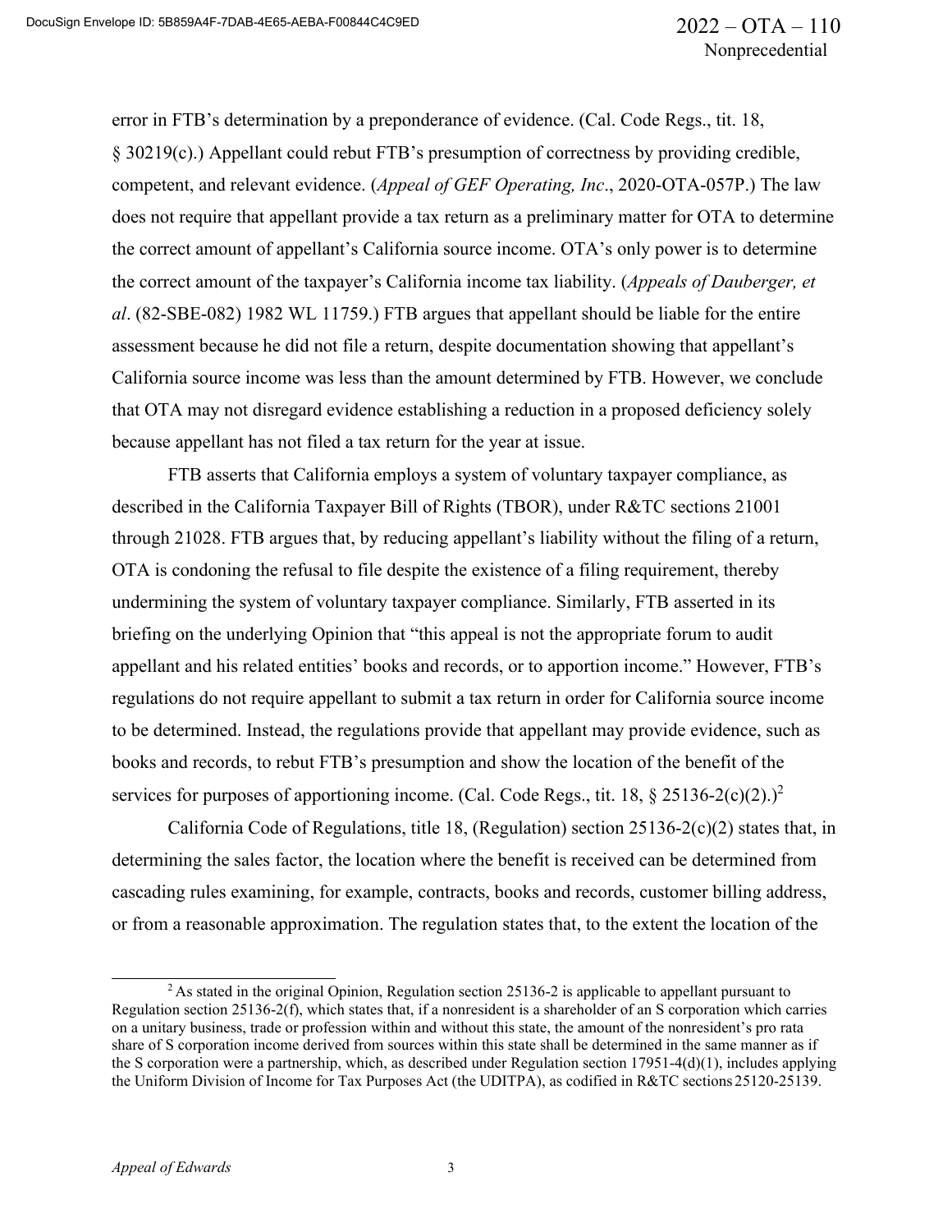error in FTB's determination by a preponderance of evidence. (Cal. Code Regs., tit. 18, § 30219(c).) Appellant could rebut FTB's presumption of correctness by providing credible, competent, and relevant evidence. (*Appeal of GEF Operating, Inc*., 2020-OTA-057P.) The law does not require that appellant provide a tax return as a preliminary matter for OTA to determine the correct amount of appellant's California source income. OTA's only power is to determine the correct amount of the taxpayer's California income tax liability. (*Appeals of Dauberger, et al*. (82-SBE-082) 1982 WL 11759.) FTB argues that appellant should be liable for the entire assessment because he did not file a return, despite documentation showing that appellant's California source income was less than the amount determined by FTB. However, we conclude that OTA may not disregard evidence establishing a reduction in a proposed deficiency solely because appellant has not filed a tax return for the year at issue.

FTB asserts that California employs a system of voluntary taxpayer compliance, as described in the California Taxpayer Bill of Rights (TBOR), under R&TC sections 21001 through 21028. FTB argues that, by reducing appellant's liability without the filing of a return, OTA is condoning the refusal to file despite the existence of a filing requirement, thereby undermining the system of voluntary taxpayer compliance. Similarly, FTB asserted in its briefing on the underlying Opinion that "this appeal is not the appropriate forum to audit appellant and his related entities' books and records, or to apportion income." However, FTB's regulations do not require appellant to submit a tax return in order for California source income to be determined. Instead, the regulations provide that appellant may provide evidence, such as books and records, to rebut FTB's presumption and show the location of the benefit of the services for purposes of apportioning income. (Cal. Code Regs., tit. 18, § 25136-2(c)(2).)[2]

California Code of Regulations, title 18, (Regulation) section 25136-2(c)(2) states that, in determining the sales factor, the location where the benefit is received can be determined from cascading rules examining, for example, contracts, books and records, customer billing address, or from a reasonable approximation. The regulation states that, to the extent the location of the

[2] As stated in the original Opinion, Regulation section 25136-2 is applicable to appellant pursuant to Regulation section 25136-2(f), which states that, if a nonresident is a shareholder of an S corporation which carries on a unitary business, trade or profession within and without this state, the amount of the nonresident's pro rata share of S corporation income derived from sources within this state shall be determined in the same manner as if the S corporation were a partnership, which, as described under Regulation section 17951-4(d)(1), includes applying the Uniform Division of Income for Tax Purposes Act (the UDITPA), as codified in R&TC sections 25120-25139.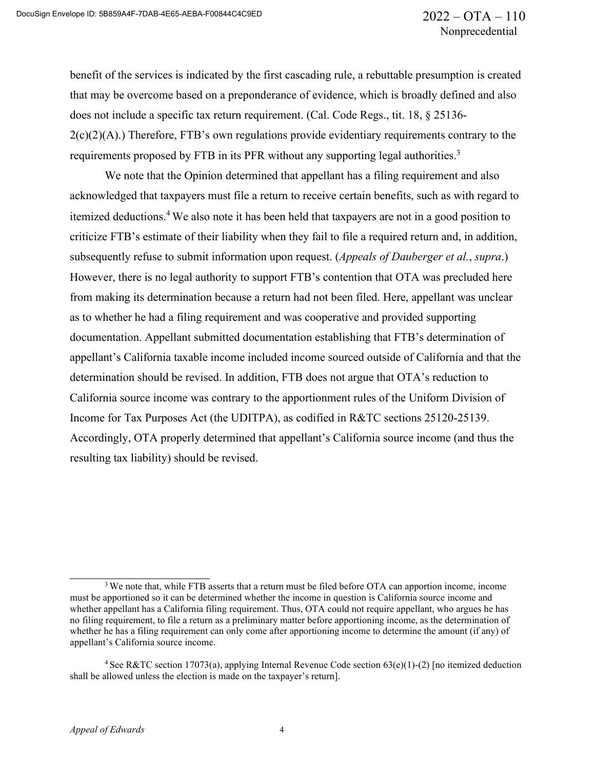benefit of the services is indicated by the first cascading rule, a rebuttable presumption is created that may be overcome based on a preponderance of evidence, which is broadly defined and also does not include a specific tax return requirement. (Cal. Code Regs., tit. 18, § 25136-2(c)(2)(A).) Therefore, FTB's own regulations provide evidentiary requirements contrary to the requirements proposed by FTB in its PFR without any supporting legal authorities.[3]

We note that the Opinion determined that appellant has a filing requirement and also acknowledged that taxpayers must file a return to receive certain benefits, such as with regard to itemized deductions.[4] We also note it has been held that taxpayers are not in a good position to criticize FTB's estimate of their liability when they fail to file a required return and, in addition, subsequently refuse to submit information upon request. (*Appeals of Dauberger et al.*, *supra*.) However, there is no legal authority to support FTB's contention that OTA was precluded here from making its determination because a return had not been filed. Here, appellant was unclear as to whether he had a filing requirement and was cooperative and provided supporting documentation. Appellant submitted documentation establishing that FTB's determination of appellant's California taxable income included income sourced outside of California and that the determination should be revised. In addition, FTB does not argue that OTA's reduction to California source income was contrary to the apportionment rules of the Uniform Division of Income for Tax Purposes Act (the UDITPA), as codified in R&TC sections 25120-25139. Accordingly, OTA properly determined that appellant's California source income (and thus the resulting tax liability) should be revised.

---

[3] We note that, while FTB asserts that a return must be filed before OTA can apportion income, income must be apportioned so it can be determined whether the income in question is California source income and whether appellant has a California filing requirement. Thus, OTA could not require appellant, who argues he has no filing requirement, to file a return as a preliminary matter before apportioning income, as the determination of whether he has a filing requirement can only come after apportioning income to determine the amount (if any) of appellant's California source income.

[4] See R&TC section 17073(a), applying Internal Revenue Code section 63(e)(1)-(2) [no itemized deduction shall be allowed unless the election is made on the taxpayer's return].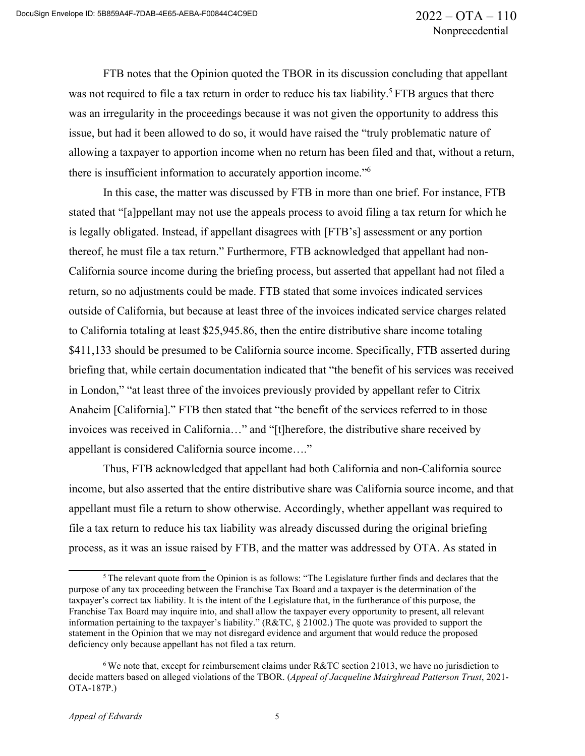FTB notes that the Opinion quoted the TBOR in its discussion concluding that appellant was not required to file a tax return in order to reduce his tax liability.[5] FTB argues that there was an irregularity in the proceedings because it was not given the opportunity to address this issue, but had it been allowed to do so, it would have raised the "truly problematic nature of allowing a taxpayer to apportion income when no return has been filed and that, without a return, there is insufficient information to accurately apportion income."[6]

In this case, the matter was discussed by FTB in more than one brief. For instance, FTB stated that "[a]ppellant may not use the appeals process to avoid filing a tax return for which he is legally obligated. Instead, if appellant disagrees with [FTB's] assessment or any portion thereof, he must file a tax return." Furthermore, FTB acknowledged that appellant had non-California source income during the briefing process, but asserted that appellant had not filed a return, so no adjustments could be made. FTB stated that some invoices indicated services outside of California, but because at least three of the invoices indicated service charges related to California totaling at least $25,945.86, then the entire distributive share income totaling $411,133 should be presumed to be California source income. Specifically, FTB asserted during briefing that, while certain documentation indicated that "the benefit of his services was received in London," "at least three of the invoices previously provided by appellant refer to Citrix Anaheim [California]." FTB then stated that "the benefit of the services referred to in those invoices was received in California…" and "[t]herefore, the distributive share received by appellant is considered California source income…."

Thus, FTB acknowledged that appellant had both California and non-California source income, but also asserted that the entire distributive share was California source income, and that appellant must file a return to show otherwise. Accordingly, whether appellant was required to file a tax return to reduce his tax liability was already discussed during the original briefing process, as it was an issue raised by FTB, and the matter was addressed by OTA. As stated in

---

[5] The relevant quote from the Opinion is as follows: "The Legislature further finds and declares that the purpose of any tax proceeding between the Franchise Tax Board and a taxpayer is the determination of the taxpayer's correct tax liability. It is the intent of the Legislature that, in the furtherance of this purpose, the Franchise Tax Board may inquire into, and shall allow the taxpayer every opportunity to present, all relevant information pertaining to the taxpayer's liability." (R&TC, § 21002.) The quote was provided to support the statement in the Opinion that we may not disregard evidence and argument that would reduce the proposed deficiency only because appellant has not filed a tax return.

[6] We note that, except for reimbursement claims under R&TC section 21013, we have no jurisdiction to decide matters based on alleged violations of the TBOR. (*Appeal of Jacqueline Mairghread Patterson Trust*, 2021-OTA-187P.)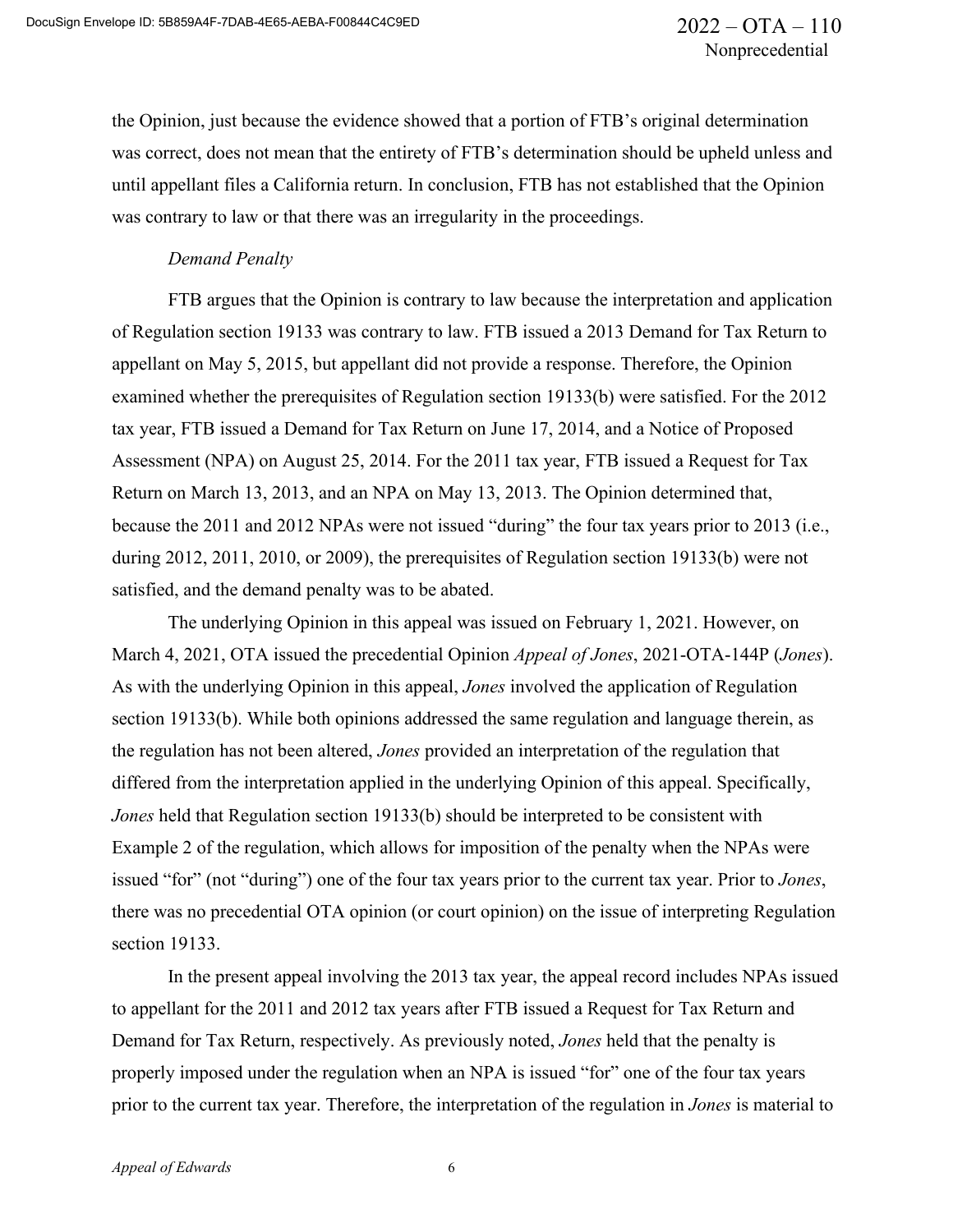the Opinion, just because the evidence showed that a portion of FTB's original determination was correct, does not mean that the entirety of FTB's determination should be upheld unless and until appellant files a California return. In conclusion, FTB has not established that the Opinion was contrary to law or that there was an irregularity in the proceedings.

*Demand Penalty*

FTB argues that the Opinion is contrary to law because the interpretation and application of Regulation section 19133 was contrary to law. FTB issued a 2013 Demand for Tax Return to appellant on May 5, 2015, but appellant did not provide a response. Therefore, the Opinion examined whether the prerequisites of Regulation section 19133(b) were satisfied. For the 2012 tax year, FTB issued a Demand for Tax Return on June 17, 2014, and a Notice of Proposed Assessment (NPA) on August 25, 2014. For the 2011 tax year, FTB issued a Request for Tax Return on March 13, 2013, and an NPA on May 13, 2013. The Opinion determined that, because the 2011 and 2012 NPAs were not issued "during" the four tax years prior to 2013 (i.e., during 2012, 2011, 2010, or 2009), the prerequisites of Regulation section 19133(b) were not satisfied, and the demand penalty was to be abated.

The underlying Opinion in this appeal was issued on February 1, 2021. However, on March 4, 2021, OTA issued the precedential Opinion *Appeal of Jones*, 2021-OTA-144P (*Jones*). As with the underlying Opinion in this appeal, *Jones* involved the application of Regulation section 19133(b). While both opinions addressed the same regulation and language therein, as the regulation has not been altered, *Jones* provided an interpretation of the regulation that differed from the interpretation applied in the underlying Opinion of this appeal. Specifically, *Jones* held that Regulation section 19133(b) should be interpreted to be consistent with Example 2 of the regulation, which allows for imposition of the penalty when the NPAs were issued "for" (not "during") one of the four tax years prior to the current tax year. Prior to *Jones*, there was no precedential OTA opinion (or court opinion) on the issue of interpreting Regulation section 19133.

In the present appeal involving the 2013 tax year, the appeal record includes NPAs issued to appellant for the 2011 and 2012 tax years after FTB issued a Request for Tax Return and Demand for Tax Return, respectively. As previously noted, *Jones* held that the penalty is properly imposed under the regulation when an NPA is issued "for" one of the four tax years prior to the current tax year. Therefore, the interpretation of the regulation in *Jones* is material to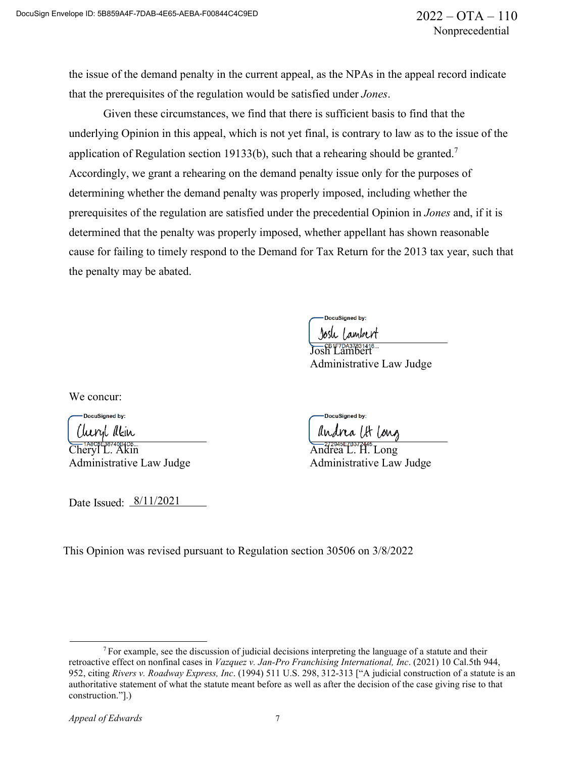the issue of the demand penalty in the current appeal, as the NPAs in the appeal record indicate that the prerequisites of the regulation would be satisfied under *Jones*.

Given these circumstances, we find that there is sufficient basis to find that the underlying Opinion in this appeal, which is not yet final, is contrary to law as to the issue of the application of Regulation section 19133(b), such that a rehearing should be granted.[7] Accordingly, we grant a rehearing on the demand penalty issue only for the purposes of determining whether the demand penalty was properly imposed, including whether the prerequisites of the regulation are satisfied under the precedential Opinion in *Jones* and, if it is determined that the penalty was properly imposed, whether appellant has shown reasonable cause for failing to timely respond to the Demand for Tax Return for the 2013 tax year, such that the penalty may be abated.

DocuSigned by:
Josh Lambert
Josh Lambert
Administrative Law Judge

We concur:

DocuSigned by:
Cheryl Akin
Cheryl L. Akin
Administrative Law Judge

DocuSigned by:
Andrea LH Long
Andrea L. H. Long
Administrative Law Judge

Date Issued: 8/11/2021

This Opinion was revised pursuant to Regulation section 30506 on 3/8/2022

---

[7] For example, see the discussion of judicial decisions interpreting the language of a statute and their retroactive effect on nonfinal cases in *Vazquez v. Jan-Pro Franchising International, Inc*. (2021) 10 Cal.5th 944, 952, citing *Rivers v. Roadway Express, Inc*. (1994) 511 U.S. 298, 312-313 ["A judicial construction of a statute is an authoritative statement of what the statute meant before as well as after the decision of the case giving rise to that construction."].)